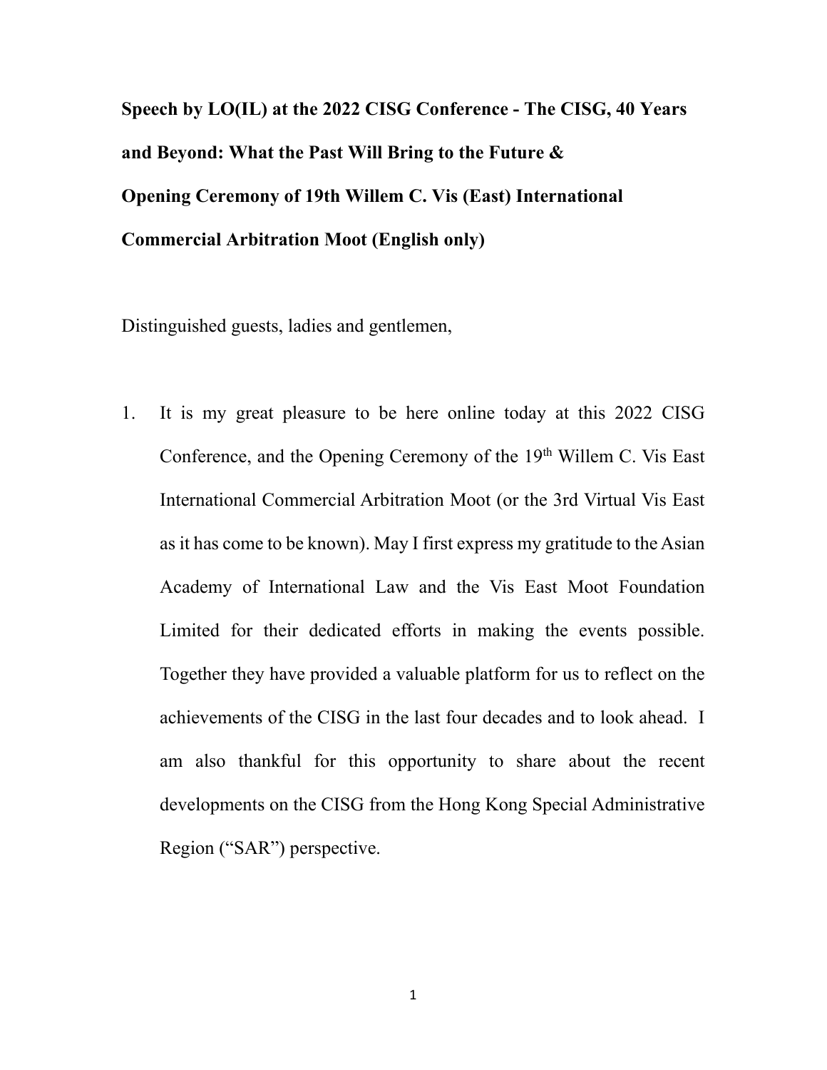**Speech by LO(IL) at the 2022 CISG Conference - The CISG, 40 Years and Beyond: What the Past Will Bring to the Future & Opening Ceremony of 19th Willem C. Vis (East) International Commercial Arbitration Moot (English only)**

Distinguished guests, ladies and gentlemen,

1. It is my great pleasure to be here online today at this 2022 CISG Conference, and the Opening Ceremony of the 19th Willem C. Vis East International Commercial Arbitration Moot (or the 3rd Virtual Vis East as it has come to be known). May I first express my gratitude to the Asian Academy of International Law and the Vis East Moot Foundation Limited for their dedicated efforts in making the events possible. Together they have provided a valuable platform for us to reflect on the achievements of the CISG in the last four decades and to look ahead. I am also thankful for this opportunity to share about the recent developments on the CISG from the Hong Kong Special Administrative Region ("SAR") perspective.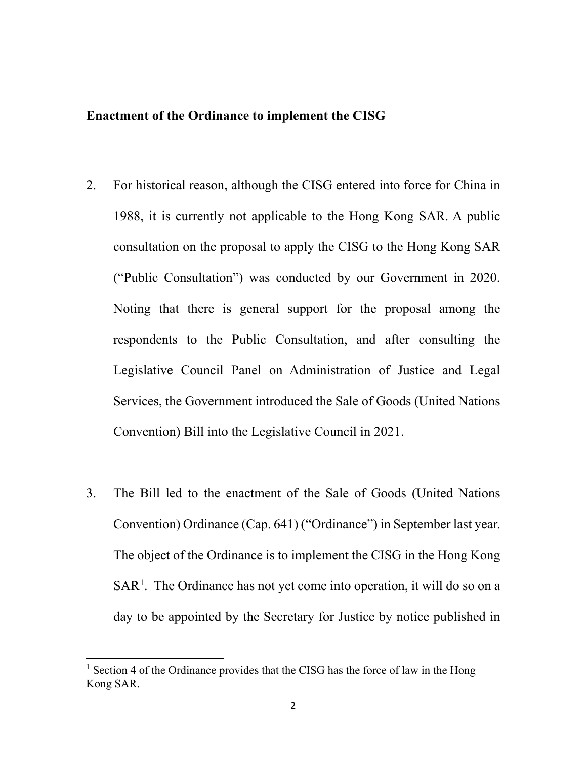**Enactment of the Ordinance to implement the CISG**

2. For historical reason, although the CISG entered into force for China in 1988, it is currently not applicable to the Hong Kong SAR. A public consultation on the proposal to apply the CISG to the Hong Kong SAR ("Public Consultation") was conducted by our Government in 2020. Noting that there is general support for the proposal among the respondents to the Public Consultation, and after consulting the Legislative Council Panel on Administration of Justice and Legal Services, the Government introduced the Sale of Goods (United Nations Convention) Bill into the Legislative Council in 2021.

3. The Bill led to the enactment of the Sale of Goods (United Nations Convention) Ordinance (Cap. 641) ("Ordinance") in September last year. The object of the Ordinance is to implement the CISG in the Hong Kong SAR[1]. The Ordinance has not yet come into operation, it will do so on a day to be appointed by the Secretary for Justice by notice published in

---

[1] Section 4 of the Ordinance provides that the CISG has the force of law in the Hong Kong SAR.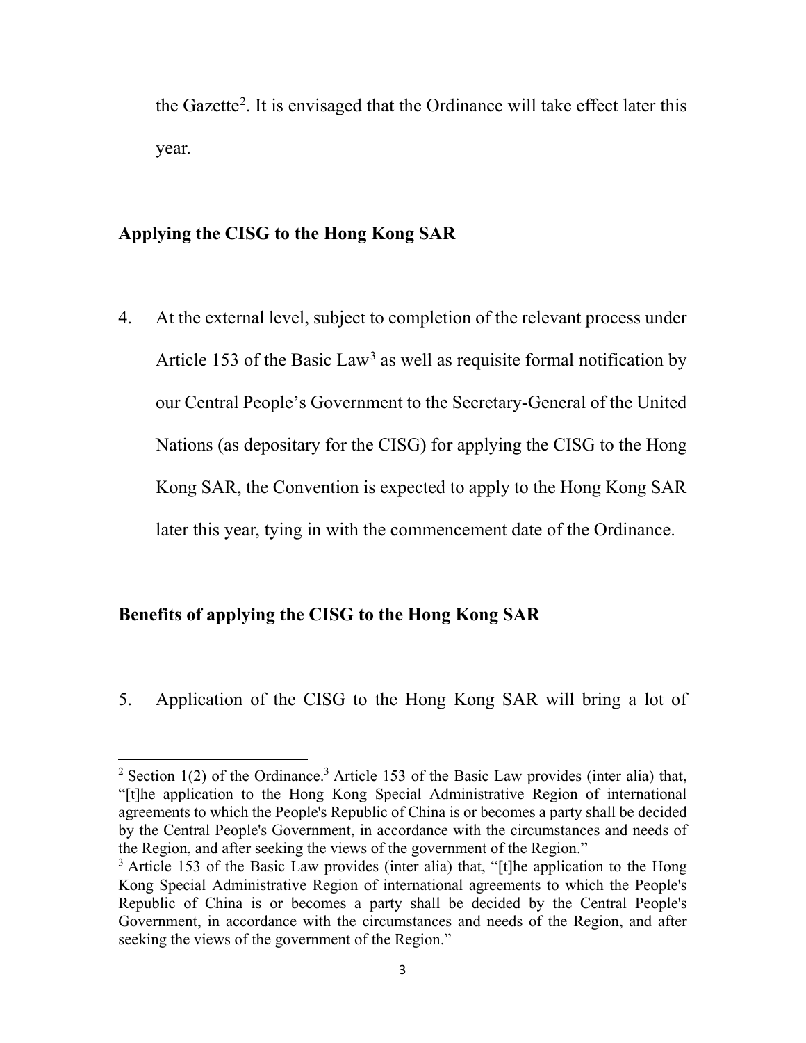the Gazette[2]. It is envisaged that the Ordinance will take effect later this year.

## Applying the CISG to the Hong Kong SAR

4. At the external level, subject to completion of the relevant process under Article 153 of the Basic Law[3] as well as requisite formal notification by our Central People's Government to the Secretary-General of the United Nations (as depositary for the CISG) for applying the CISG to the Hong Kong SAR, the Convention is expected to apply to the Hong Kong SAR later this year, tying in with the commencement date of the Ordinance.

## Benefits of applying the CISG to the Hong Kong SAR

5. Application of the CISG to the Hong Kong SAR will bring a lot of

---

[2] Section 1(2) of the Ordinance.[3] Article 153 of the Basic Law provides (inter alia) that, "[t]he application to the Hong Kong Special Administrative Region of international agreements to which the People's Republic of China is or becomes a party shall be decided by the Central People's Government, in accordance with the circumstances and needs of the Region, and after seeking the views of the government of the Region."

[3] Article 153 of the Basic Law provides (inter alia) that, "[t]he application to the Hong Kong Special Administrative Region of international agreements to which the People's Republic of China is or becomes a party shall be decided by the Central People's Government, in accordance with the circumstances and needs of the Region, and after seeking the views of the government of the Region."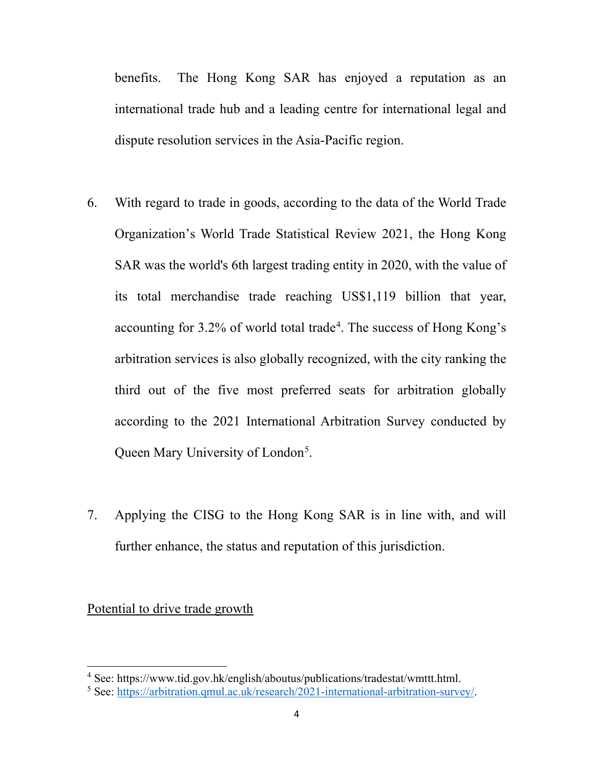benefits. The Hong Kong SAR has enjoyed a reputation as an international trade hub and a leading centre for international legal and dispute resolution services in the Asia-Pacific region.

6. With regard to trade in goods, according to the data of the World Trade Organization's World Trade Statistical Review 2021, the Hong Kong SAR was the world's 6th largest trading entity in 2020, with the value of its total merchandise trade reaching US$1,119 billion that year, accounting for 3.2% of world total trade[4]. The success of Hong Kong's arbitration services is also globally recognized, with the city ranking the third out of the five most preferred seats for arbitration globally according to the 2021 International Arbitration Survey conducted by Queen Mary University of London[5].

7. Applying the CISG to the Hong Kong SAR is in line with, and will further enhance, the status and reputation of this jurisdiction.

<u>Potential to drive trade growth</u>

---

[4] See: https://www.tid.gov.hk/english/aboutus/publications/tradestat/wmttt.html.

[5] See: https://arbitration.qmul.ac.uk/research/2021-international-arbitration-survey/.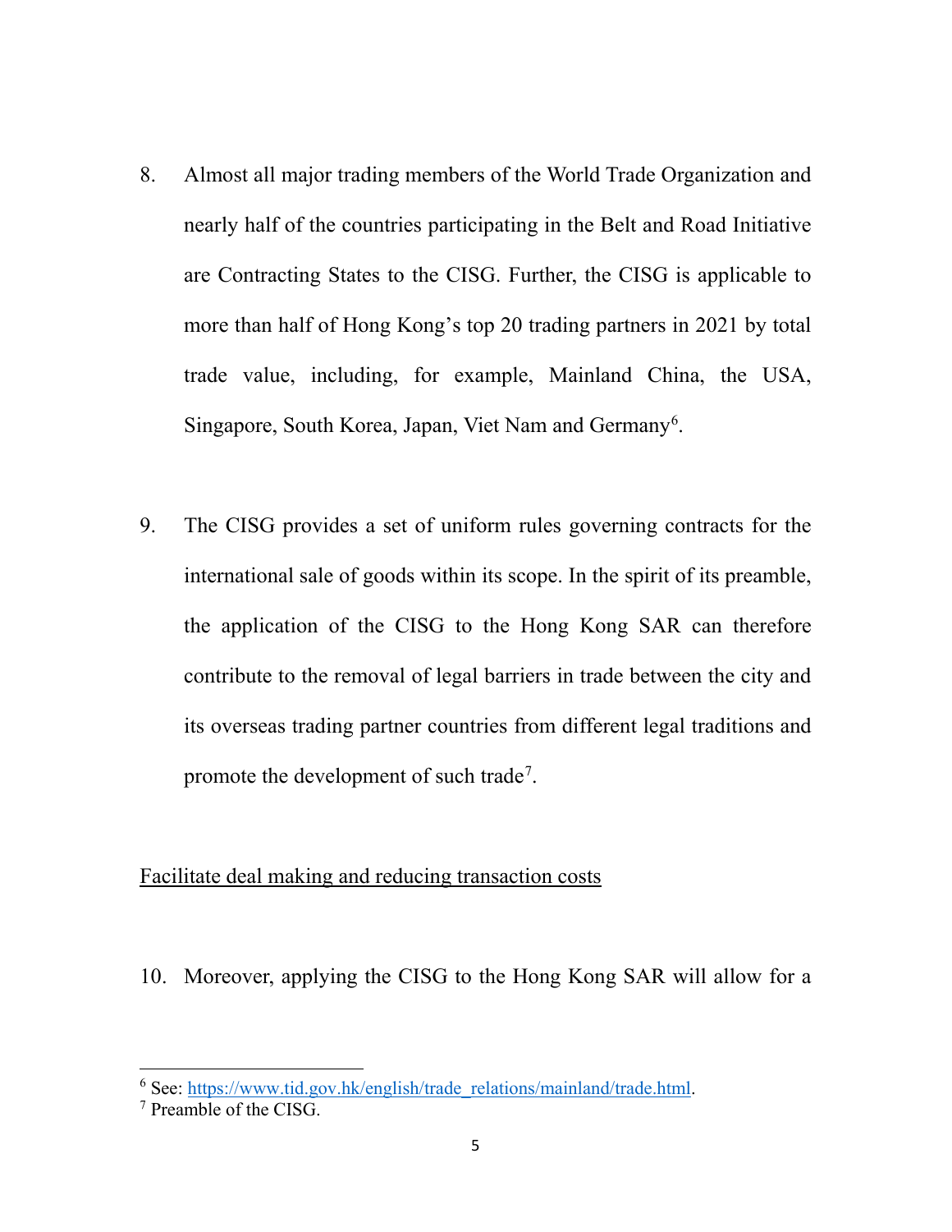8. Almost all major trading members of the World Trade Organization and nearly half of the countries participating in the Belt and Road Initiative are Contracting States to the CISG. Further, the CISG is applicable to more than half of Hong Kong's top 20 trading partners in 2021 by total trade value, including, for example, Mainland China, the USA, Singapore, South Korea, Japan, Viet Nam and Germany[6].

9. The CISG provides a set of uniform rules governing contracts for the international sale of goods within its scope. In the spirit of its preamble, the application of the CISG to the Hong Kong SAR can therefore contribute to the removal of legal barriers in trade between the city and its overseas trading partner countries from different legal traditions and promote the development of such trade[7].

Facilitate deal making and reducing transaction costs

10. Moreover, applying the CISG to the Hong Kong SAR will allow for a

---

[6] See: https://www.tid.gov.hk/english/trade_relations/mainland/trade.html.

[7] Preamble of the CISG.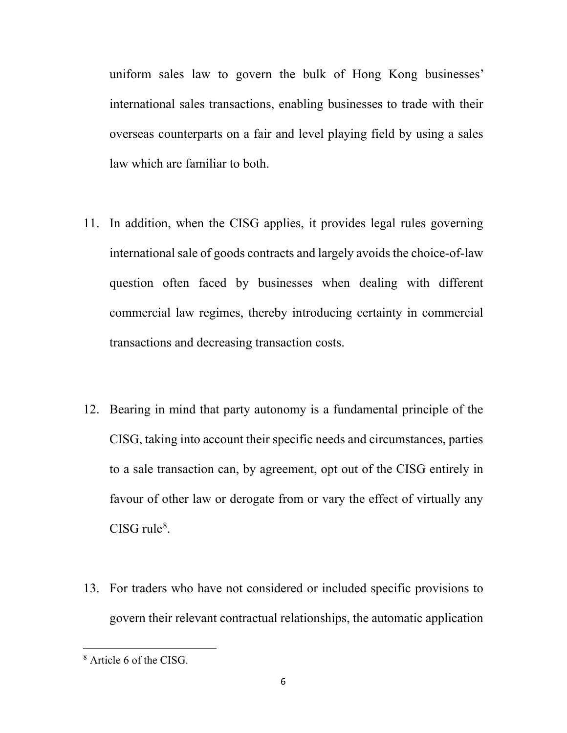uniform sales law to govern the bulk of Hong Kong businesses' international sales transactions, enabling businesses to trade with their overseas counterparts on a fair and level playing field by using a sales law which are familiar to both.

11. In addition, when the CISG applies, it provides legal rules governing international sale of goods contracts and largely avoids the choice-of-law question often faced by businesses when dealing with different commercial law regimes, thereby introducing certainty in commercial transactions and decreasing transaction costs.

12. Bearing in mind that party autonomy is a fundamental principle of the CISG, taking into account their specific needs and circumstances, parties to a sale transaction can, by agreement, opt out of the CISG entirely in favour of other law or derogate from or vary the effect of virtually any CISG rule[8].

13. For traders who have not considered or included specific provisions to govern their relevant contractual relationships, the automatic application

---

[8] Article 6 of the CISG.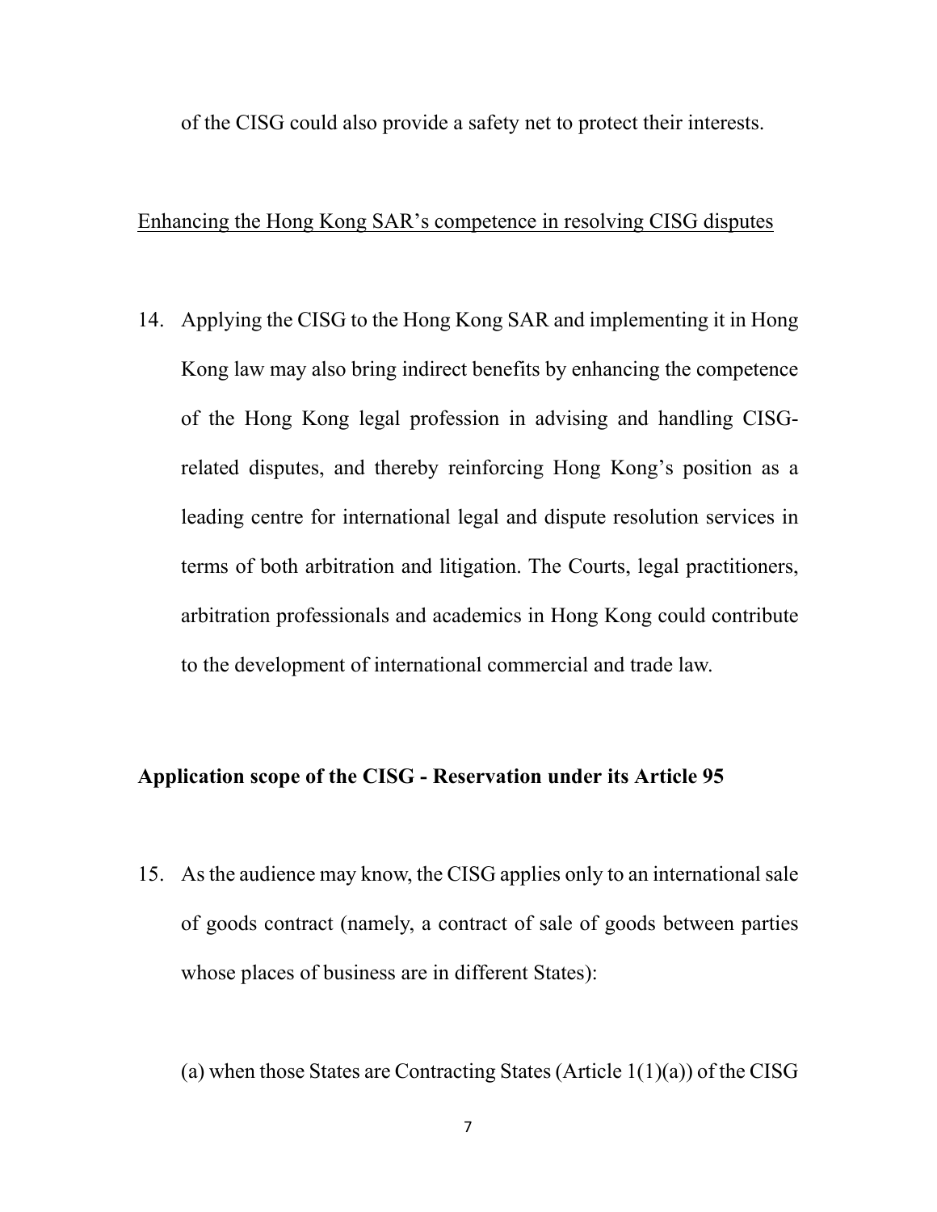of the CISG could also provide a safety net to protect their interests.

<u>Enhancing the Hong Kong SAR's competence in resolving CISG disputes</u>

14. Applying the CISG to the Hong Kong SAR and implementing it in Hong Kong law may also bring indirect benefits by enhancing the competence of the Hong Kong legal profession in advising and handling CISG-related disputes, and thereby reinforcing Hong Kong's position as a leading centre for international legal and dispute resolution services in terms of both arbitration and litigation. The Courts, legal practitioners, arbitration professionals and academics in Hong Kong could contribute to the development of international commercial and trade law.

**Application scope of the CISG - Reservation under its Article 95**

15. As the audience may know, the CISG applies only to an international sale of goods contract (namely, a contract of sale of goods between parties whose places of business are in different States):

    (a) when those States are Contracting States (Article 1(1)(a)) of the CISG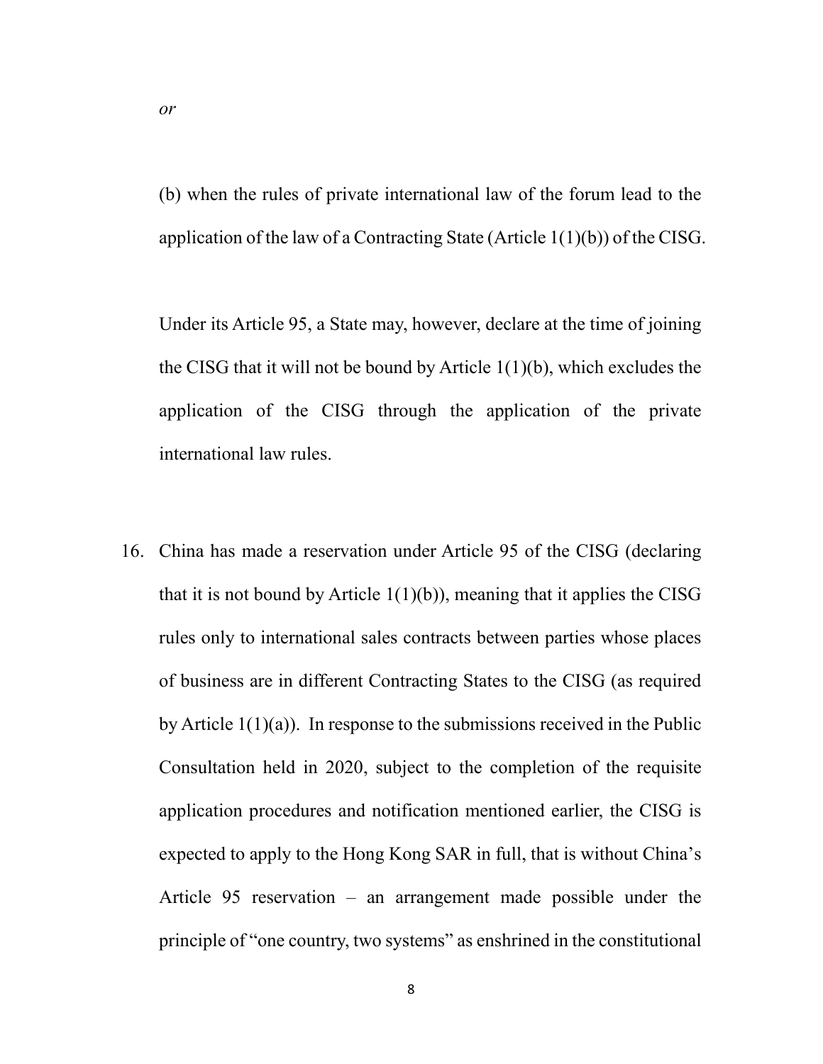*or*

(b) when the rules of private international law of the forum lead to the application of the law of a Contracting State (Article 1(1)(b)) of the CISG.

Under its Article 95, a State may, however, declare at the time of joining the CISG that it will not be bound by Article 1(1)(b), which excludes the application of the CISG through the application of the private international law rules.

16. China has made a reservation under Article 95 of the CISG (declaring that it is not bound by Article 1(1)(b)), meaning that it applies the CISG rules only to international sales contracts between parties whose places of business are in different Contracting States to the CISG (as required by Article 1(1)(a)). In response to the submissions received in the Public Consultation held in 2020, subject to the completion of the requisite application procedures and notification mentioned earlier, the CISG is expected to apply to the Hong Kong SAR in full, that is without China's Article 95 reservation – an arrangement made possible under the principle of "one country, two systems" as enshrined in the constitutional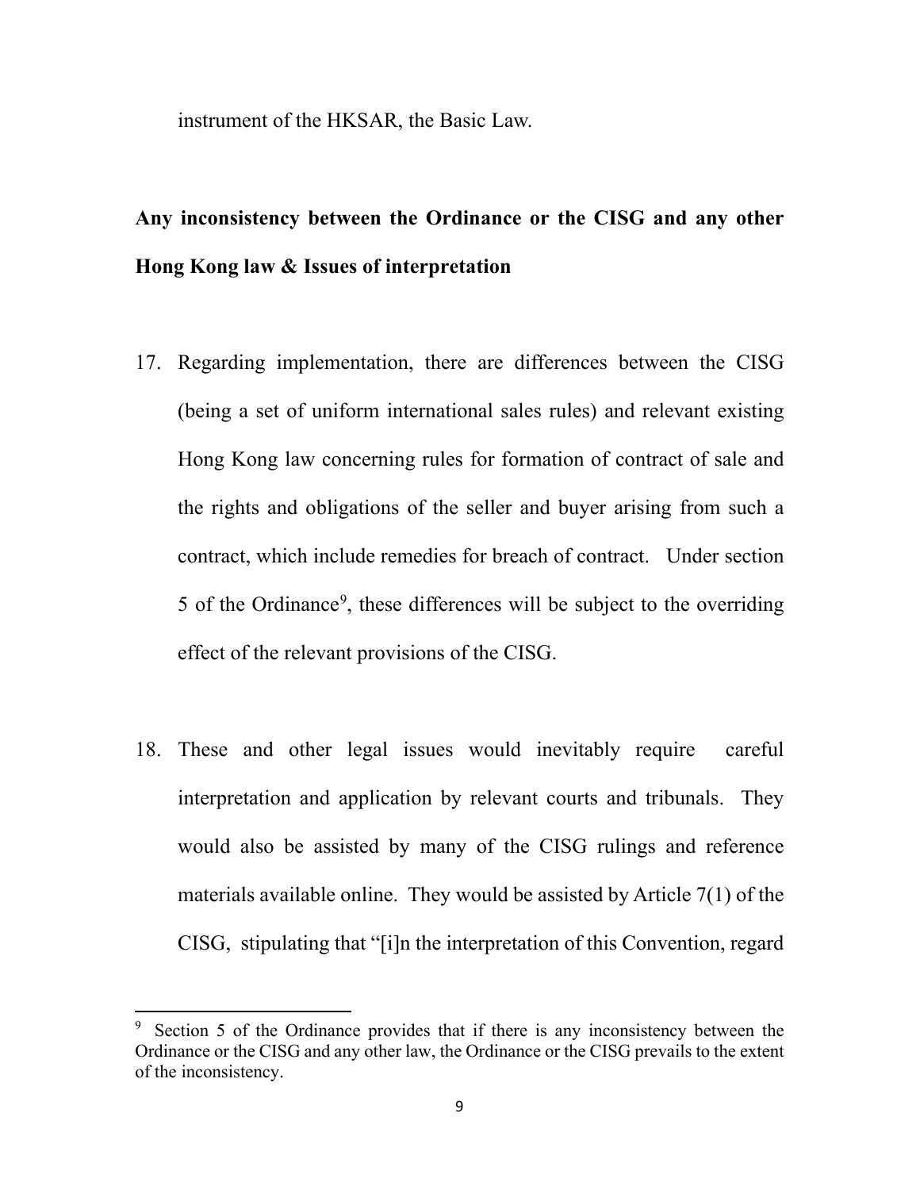instrument of the HKSAR, the Basic Law.

**Any inconsistency between the Ordinance or the CISG and any other Hong Kong law & Issues of interpretation**

17. Regarding implementation, there are differences between the CISG (being a set of uniform international sales rules) and relevant existing Hong Kong law concerning rules for formation of contract of sale and the rights and obligations of the seller and buyer arising from such a contract, which include remedies for breach of contract. Under section 5 of the Ordinance[9], these differences will be subject to the overriding effect of the relevant provisions of the CISG.

18. These and other legal issues would inevitably require careful interpretation and application by relevant courts and tribunals. They would also be assisted by many of the CISG rulings and reference materials available online. They would be assisted by Article 7(1) of the CISG, stipulating that "[i]n the interpretation of this Convention, regard

---

[9] Section 5 of the Ordinance provides that if there is any inconsistency between the Ordinance or the CISG and any other law, the Ordinance or the CISG prevails to the extent of the inconsistency.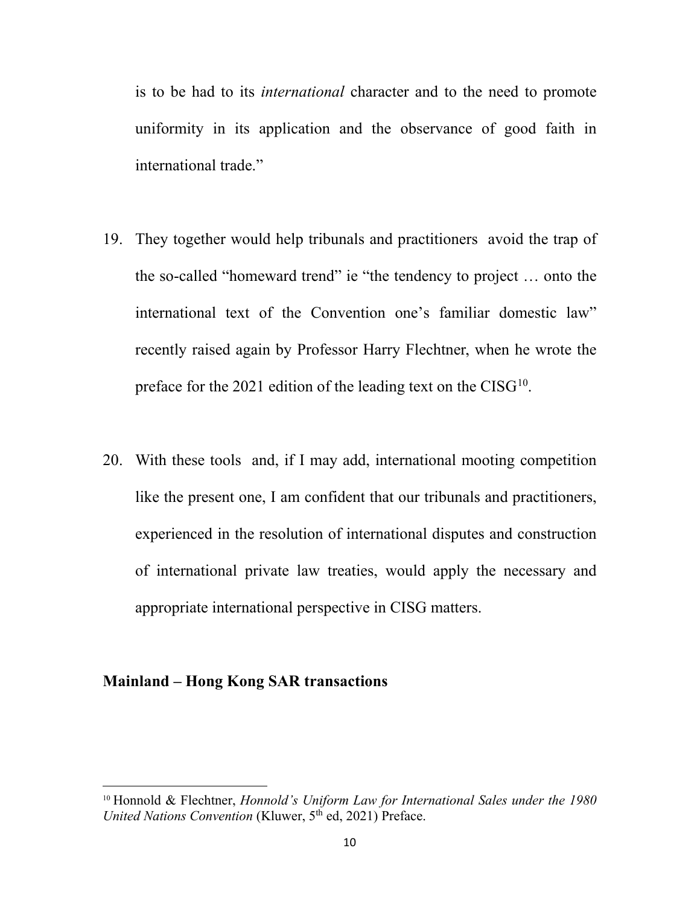is to be had to its *international* character and to the need to promote uniformity in its application and the observance of good faith in international trade."

19. They together would help tribunals and practitioners avoid the trap of the so-called "homeward trend" ie "the tendency to project … onto the international text of the Convention one's familiar domestic law" recently raised again by Professor Harry Flechtner, when he wrote the preface for the 2021 edition of the leading text on the CISG[10].

20. With these tools and, if I may add, international mooting competition like the present one, I am confident that our tribunals and practitioners, experienced in the resolution of international disputes and construction of international private law treaties, would apply the necessary and appropriate international perspective in CISG matters.

**Mainland – Hong Kong SAR transactions**

---

[10] Honnold & Flechtner, *Honnold's Uniform Law for International Sales under the 1980 United Nations Convention* (Kluwer, 5th ed, 2021) Preface.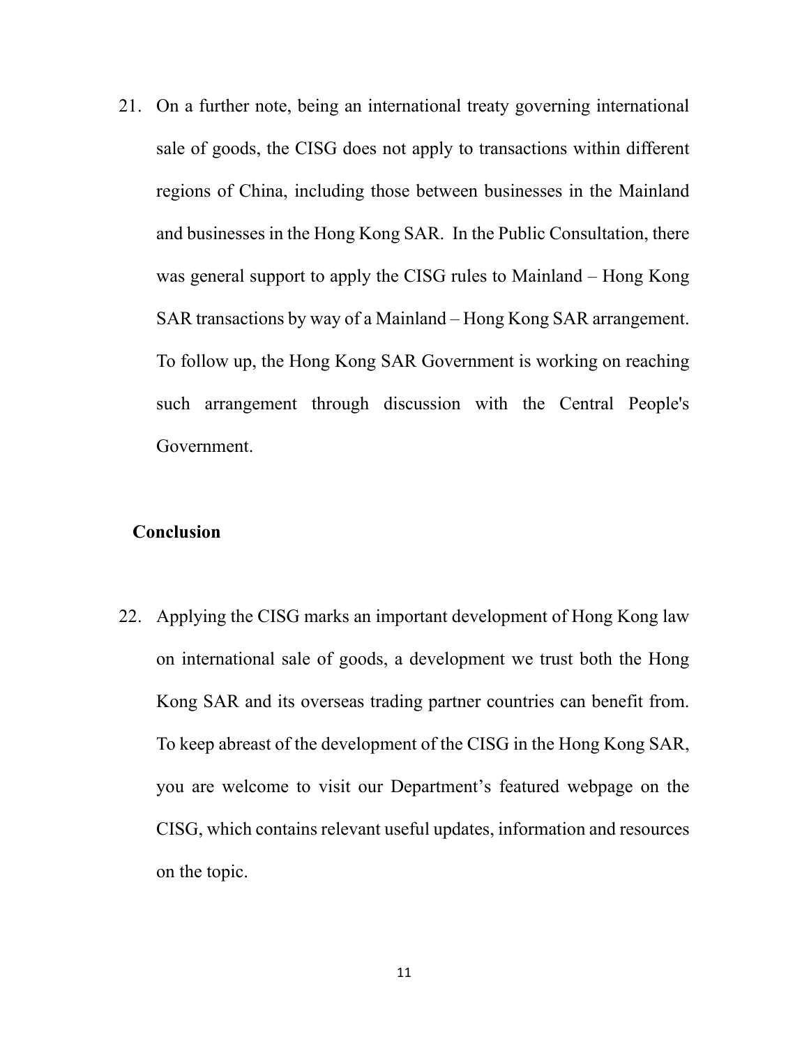21. On a further note, being an international treaty governing international sale of goods, the CISG does not apply to transactions within different regions of China, including those between businesses in the Mainland and businesses in the Hong Kong SAR. In the Public Consultation, there was general support to apply the CISG rules to Mainland – Hong Kong SAR transactions by way of a Mainland – Hong Kong SAR arrangement. To follow up, the Hong Kong SAR Government is working on reaching such arrangement through discussion with the Central People's Government.

**Conclusion**

22. Applying the CISG marks an important development of Hong Kong law on international sale of goods, a development we trust both the Hong Kong SAR and its overseas trading partner countries can benefit from. To keep abreast of the development of the CISG in the Hong Kong SAR, you are welcome to visit our Department’s featured webpage on the CISG, which contains relevant useful updates, information and resources on the topic.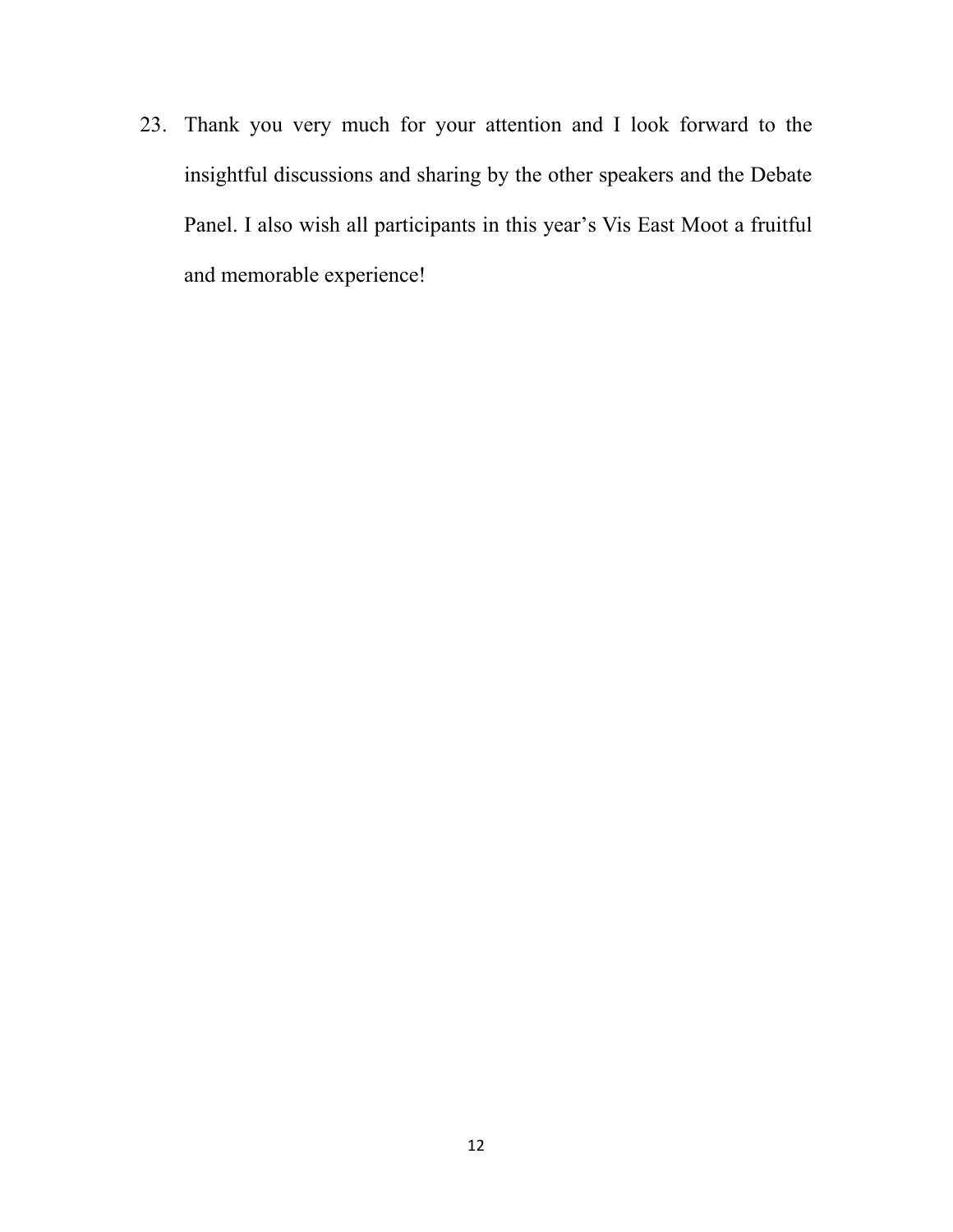23. Thank you very much for your attention and I look forward to the insightful discussions and sharing by the other speakers and the Debate Panel. I also wish all participants in this year's Vis East Moot a fruitful and memorable experience!